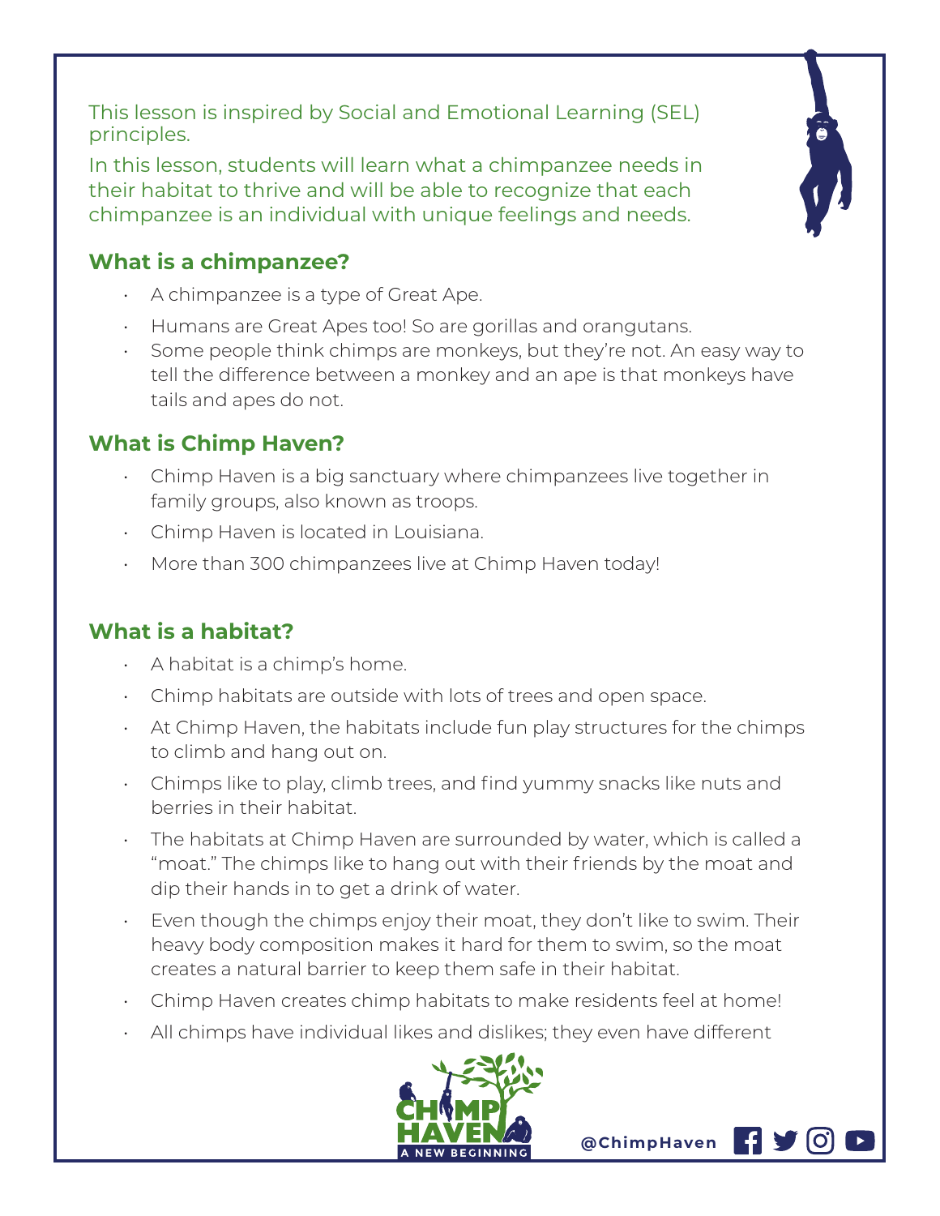This lesson is inspired by Social and Emotional Learning (SEL) principles.

In this lesson, students will learn what a chimpanzee needs in their habitat to thrive and will be able to recognize that each chimpanzee is an individual with unique feelings and needs.

## What is a chimpanzee?

- A chimpanzee is a type of Great Ape.
- Humans are Great Apes too! So are gorillas and orangutans.
- Some people think chimps are monkeys, but they're not. An easy way to tell the difference between a monkey and an ape is that monkeys have tails and apes do not.

## What is Chimp Haven?

- Chimp Haven is a big sanctuary where chimpanzees live together in family groups, also known as troops.
- Chimp Haven is located in Louisiana.
- More than 300 chimpanzees live at Chimp Haven today!

## What is a habitat?

- A habitat is a chimp's home.
- Chimp habitats are outside with lots of trees and open space.
- At Chimp Haven, the habitats include fun play structures for the chimps to climb and hang out on.
- Chimps like to play, climb trees, and find yummy snacks like nuts and berries in their habitat.
- The habitats at Chimp Haven are surrounded by water, which is called a "moat." The chimps like to hang out with their friends by the moat and dip their hands in to get a drink of water.
- Even though the chimps enjoy their moat, they don't like to swim. Their heavy body composition makes it hard for them to swim, so the moat creates a natural barrier to keep them safe in their habitat.
- Chimp Haven creates chimp habitats to make residents feel at home!
- All chimps have individual likes and dislikes; they even have different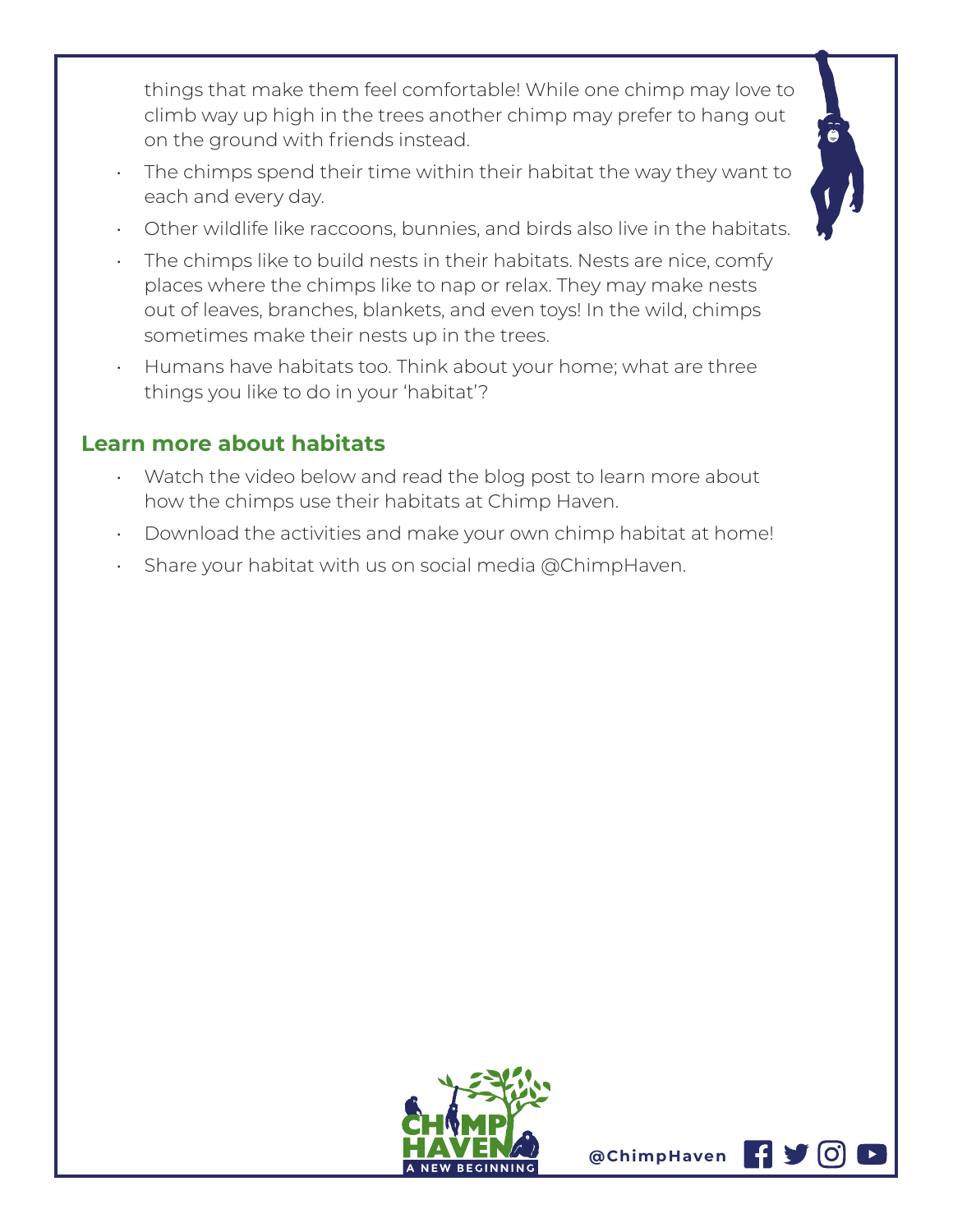things that make them feel comfortable! While one chimp may love to climb way up high in the trees another chimp may prefer to hang out on the ground with friends instead.

- The chimps spend their time within their habitat the way they want to each and every day.
- Other wildlife like raccoons, bunnies, and birds also live in the habitats.
- The chimps like to build nests in their habitats. Nests are nice, comfy places where the chimps like to nap or relax. They may make nests out of leaves, branches, blankets, and even toys! In the wild, chimps sometimes make their nests up in the trees.
- Humans have habitats too. Think about your home; what are three things you like to do in your 'habitat'?

## Learn more about habitats

- Watch the video below and read the blog post to learn more about how the chimps use their habitats at Chimp Haven.
- Download the activities and make your own chimp habitat at home!
- Share your habitat with us on social media @ChimpHaven.

@ChimpHaven